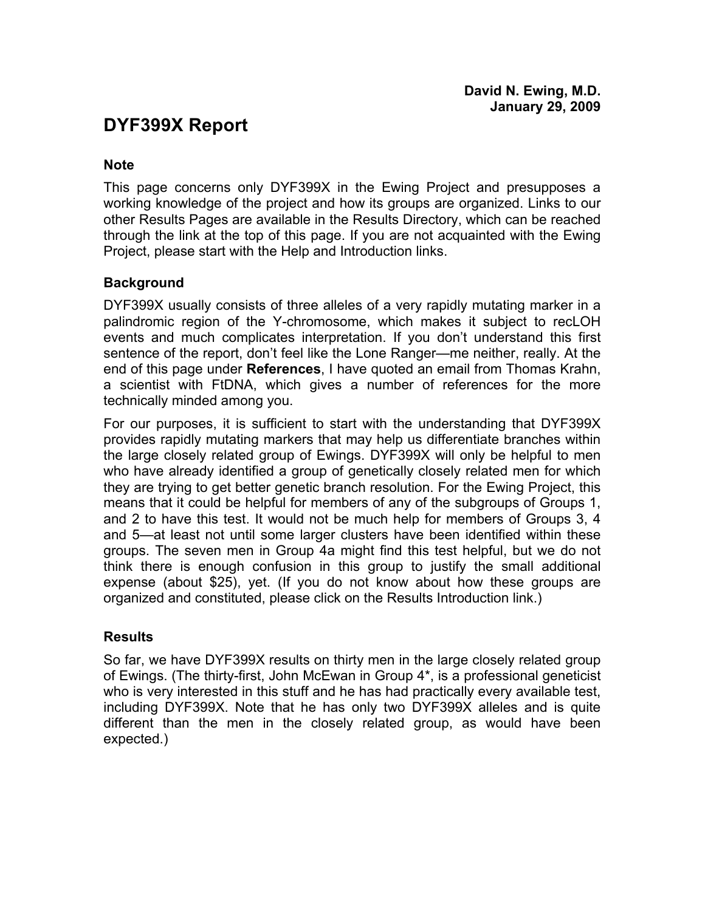**David N. Ewing, M.D.**
**January 29, 2009**

# DYF399X Report

### Note

This page concerns only DYF399X in the Ewing Project and presupposes a working knowledge of the project and how its groups are organized. Links to our other Results Pages are available in the Results Directory, which can be reached through the link at the top of this page. If you are not acquainted with the Ewing Project, please start with the Help and Introduction links.

### Background

DYF399X usually consists of three alleles of a very rapidly mutating marker in a palindromic region of the Y-chromosome, which makes it subject to recLOH events and much complicates interpretation. If you don't understand this first sentence of the report, don't feel like the Lone Ranger—me neither, really. At the end of this page under **References**, I have quoted an email from Thomas Krahn, a scientist with FtDNA, which gives a number of references for the more technically minded among you.

For our purposes, it is sufficient to start with the understanding that DYF399X provides rapidly mutating markers that may help us differentiate branches within the large closely related group of Ewings. DYF399X will only be helpful to men who have already identified a group of genetically closely related men for which they are trying to get better genetic branch resolution. For the Ewing Project, this means that it could be helpful for members of any of the subgroups of Groups 1, and 2 to have this test. It would not be much help for members of Groups 3, 4 and 5—at least not until some larger clusters have been identified within these groups. The seven men in Group 4a might find this test helpful, but we do not think there is enough confusion in this group to justify the small additional expense (about $25), yet. (If you do not know about how these groups are organized and constituted, please click on the Results Introduction link.)

### Results

So far, we have DYF399X results on thirty men in the large closely related group of Ewings. (The thirty-first, John McEwan in Group 4*, is a professional geneticist who is very interested in this stuff and he has had practically every available test, including DYF399X. Note that he has only two DYF399X alleles and is quite different than the men in the closely related group, as would have been expected.)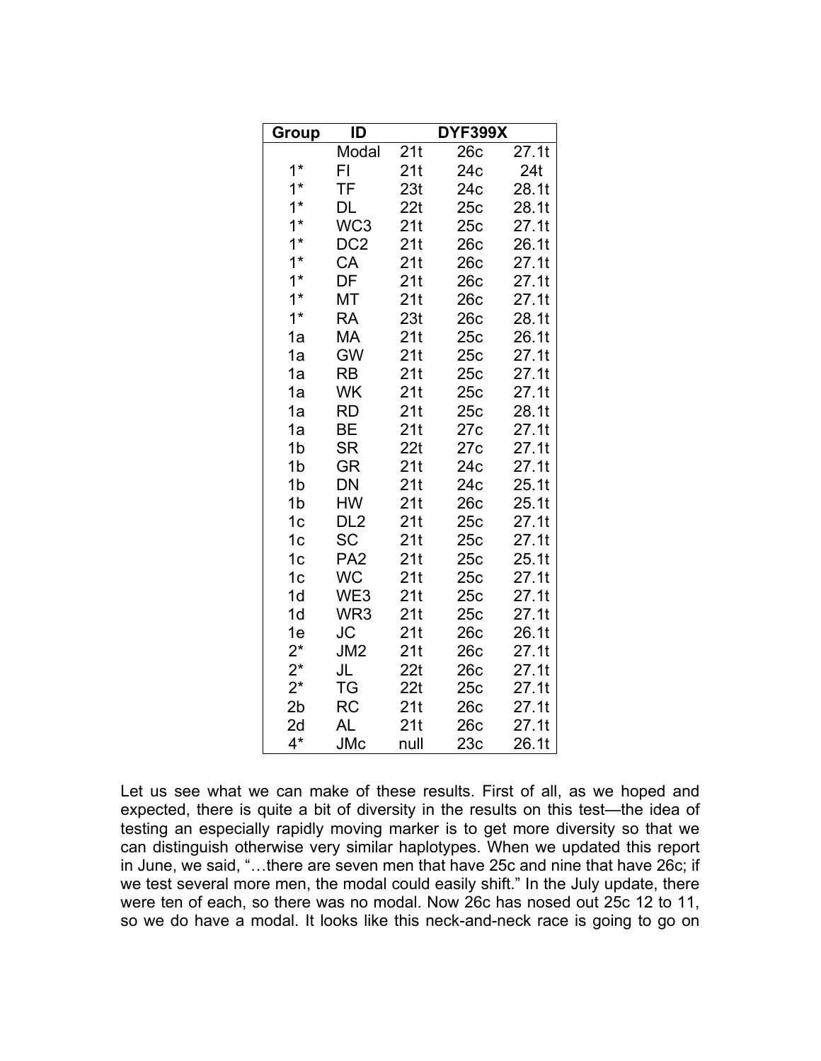| Group | ID | DYF399X | | |
|---|---|---|---|---|
| | Modal | 21t | 26c | 27.1t |
| 1* | FI | 21t | 24c | 24t |
| 1* | TF | 23t | 24c | 28.1t |
| 1* | DL | 22t | 25c | 28.1t |
| 1* | WC3 | 21t | 25c | 27.1t |
| 1* | DC2 | 21t | 26c | 26.1t |
| 1* | CA | 21t | 26c | 27.1t |
| 1* | DF | 21t | 26c | 27.1t |
| 1* | MT | 21t | 26c | 27.1t |
| 1* | RA | 23t | 26c | 28.1t |
| 1a | MA | 21t | 25c | 26.1t |
| 1a | GW | 21t | 25c | 27.1t |
| 1a | RB | 21t | 25c | 27.1t |
| 1a | WK | 21t | 25c | 27.1t |
| 1a | RD | 21t | 25c | 28.1t |
| 1a | BE | 21t | 27c | 27.1t |
| 1b | SR | 22t | 27c | 27.1t |
| 1b | GR | 21t | 24c | 27.1t |
| 1b | DN | 21t | 24c | 25.1t |
| 1b | HW | 21t | 26c | 25.1t |
| 1c | DL2 | 21t | 25c | 27.1t |
| 1c | SC | 21t | 25c | 27.1t |
| 1c | PA2 | 21t | 25c | 25.1t |
| 1c | WC | 21t | 25c | 27.1t |
| 1d | WE3 | 21t | 25c | 27.1t |
| 1d | WR3 | 21t | 25c | 27.1t |
| 1e | JC | 21t | 26c | 26.1t |
| 2* | JM2 | 21t | 26c | 27.1t |
| 2* | JL | 22t | 26c | 27.1t |
| 2* | TG | 22t | 25c | 27.1t |
| 2b | RC | 21t | 26c | 27.1t |
| 2d | AL | 21t | 26c | 27.1t |
| 4* | JMc | null | 23c | 26.1t |

Let us see what we can make of these results. First of all, as we hoped and expected, there is quite a bit of diversity in the results on this test—the idea of testing an especially rapidly moving marker is to get more diversity so that we can distinguish otherwise very similar haplotypes. When we updated this report in June, we said, "…there are seven men that have 25c and nine that have 26c; if we test several more men, the modal could easily shift." In the July update, there were ten of each, so there was no modal. Now 26c has nosed out 25c 12 to 11, so we do have a modal. It looks like this neck-and-neck race is going to go on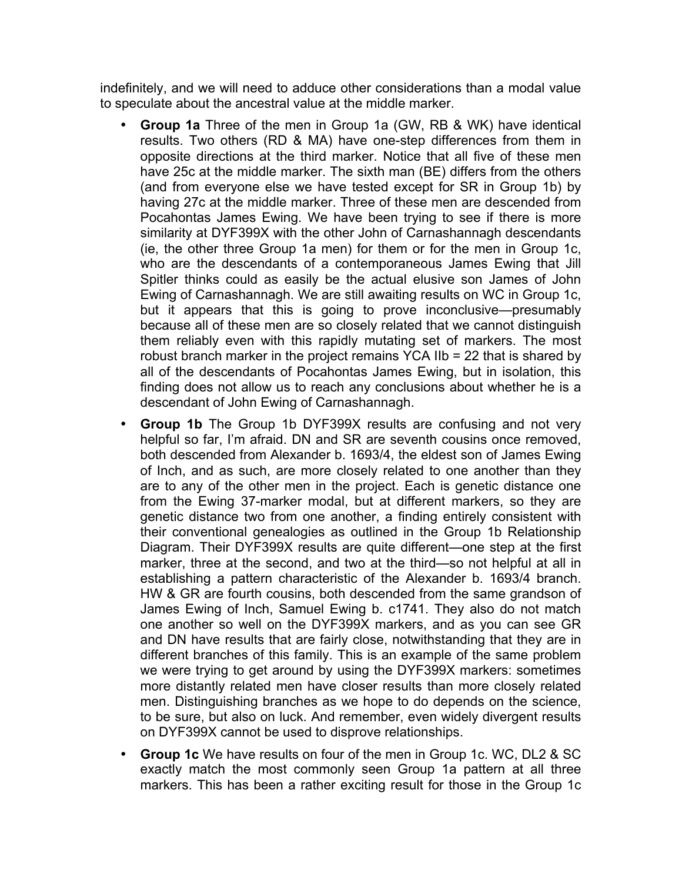indefinitely, and we will need to adduce other considerations than a modal value to speculate about the ancestral value at the middle marker.

- **Group 1a** Three of the men in Group 1a (GW, RB & WK) have identical results. Two others (RD & MA) have one-step differences from them in opposite directions at the third marker. Notice that all five of these men have 25c at the middle marker. The sixth man (BE) differs from the others (and from everyone else we have tested except for SR in Group 1b) by having 27c at the middle marker. Three of these men are descended from Pocahontas James Ewing. We have been trying to see if there is more similarity at DYF399X with the other John of Carnashannagh descendants (ie, the other three Group 1a men) for them or for the men in Group 1c, who are the descendants of a contemporaneous James Ewing that Jill Spitler thinks could as easily be the actual elusive son James of John Ewing of Carnashannagh. We are still awaiting results on WC in Group 1c, but it appears that this is going to prove inconclusive—presumably because all of these men are so closely related that we cannot distinguish them reliably even with this rapidly mutating set of markers. The most robust branch marker in the project remains YCA IIb = 22 that is shared by all of the descendants of Pocahontas James Ewing, but in isolation, this finding does not allow us to reach any conclusions about whether he is a descendant of John Ewing of Carnashannagh.
- **Group 1b** The Group 1b DYF399X results are confusing and not very helpful so far, I'm afraid. DN and SR are seventh cousins once removed, both descended from Alexander b. 1693/4, the eldest son of James Ewing of Inch, and as such, are more closely related to one another than they are to any of the other men in the project. Each is genetic distance one from the Ewing 37-marker modal, but at different markers, so they are genetic distance two from one another, a finding entirely consistent with their conventional genealogies as outlined in the Group 1b Relationship Diagram. Their DYF399X results are quite different—one step at the first marker, three at the second, and two at the third—so not helpful at all in establishing a pattern characteristic of the Alexander b. 1693/4 branch. HW & GR are fourth cousins, both descended from the same grandson of James Ewing of Inch, Samuel Ewing b. c1741. They also do not match one another so well on the DYF399X markers, and as you can see GR and DN have results that are fairly close, notwithstanding that they are in different branches of this family. This is an example of the same problem we were trying to get around by using the DYF399X markers: sometimes more distantly related men have closer results than more closely related men. Distinguishing branches as we hope to do depends on the science, to be sure, but also on luck. And remember, even widely divergent results on DYF399X cannot be used to disprove relationships.
- **Group 1c** We have results on four of the men in Group 1c. WC, DL2 & SC exactly match the most commonly seen Group 1a pattern at all three markers. This has been a rather exciting result for those in the Group 1c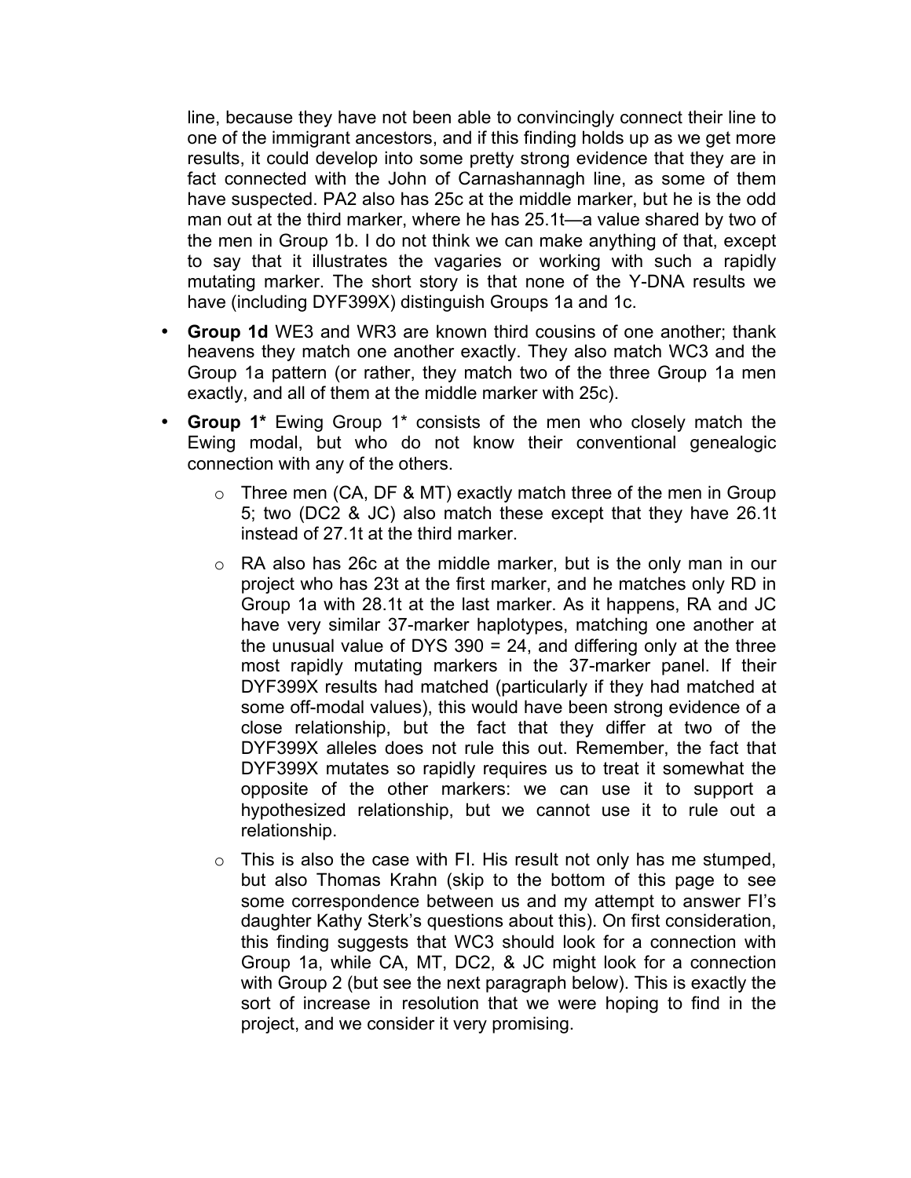line, because they have not been able to convincingly connect their line to one of the immigrant ancestors, and if this finding holds up as we get more results, it could develop into some pretty strong evidence that they are in fact connected with the John of Carnashannagh line, as some of them have suspected. PA2 also has 25c at the middle marker, but he is the odd man out at the third marker, where he has 25.1t—a value shared by two of the men in Group 1b. I do not think we can make anything of that, except to say that it illustrates the vagaries or working with such a rapidly mutating marker. The short story is that none of the Y-DNA results we have (including DYF399X) distinguish Groups 1a and 1c.

- **Group 1d** WE3 and WR3 are known third cousins of one another; thank heavens they match one another exactly. They also match WC3 and the Group 1a pattern (or rather, they match two of the three Group 1a men exactly, and all of them at the middle marker with 25c).
- **Group 1*** Ewing Group 1* consists of the men who closely match the Ewing modal, but who do not know their conventional genealogic connection with any of the others.
  - Three men (CA, DF & MT) exactly match three of the men in Group 5; two (DC2 & JC) also match these except that they have 26.1t instead of 27.1t at the third marker.
  - RA also has 26c at the middle marker, but is the only man in our project who has 23t at the first marker, and he matches only RD in Group 1a with 28.1t at the last marker. As it happens, RA and JC have very similar 37-marker haplotypes, matching one another at the unusual value of DYS 390 = 24, and differing only at the three most rapidly mutating markers in the 37-marker panel. If their DYF399X results had matched (particularly if they had matched at some off-modal values), this would have been strong evidence of a close relationship, but the fact that they differ at two of the DYF399X alleles does not rule this out. Remember, the fact that DYF399X mutates so rapidly requires us to treat it somewhat the opposite of the other markers: we can use it to support a hypothesized relationship, but we cannot use it to rule out a relationship.
  - This is also the case with FI. His result not only has me stumped, but also Thomas Krahn (skip to the bottom of this page to see some correspondence between us and my attempt to answer FI's daughter Kathy Sterk's questions about this). On first consideration, this finding suggests that WC3 should look for a connection with Group 1a, while CA, MT, DC2, & JC might look for a connection with Group 2 (but see the next paragraph below). This is exactly the sort of increase in resolution that we were hoping to find in the project, and we consider it very promising.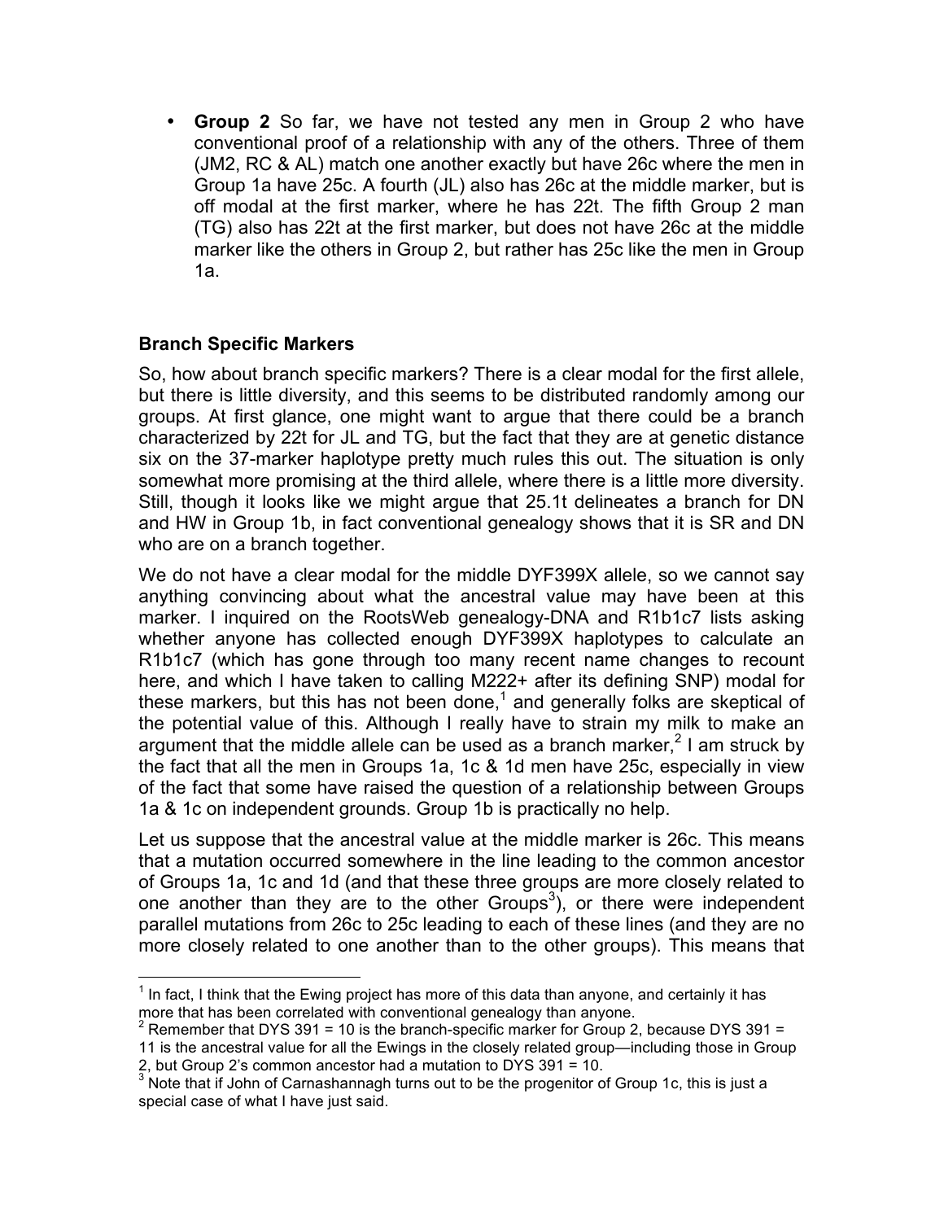- **Group 2** So far, we have not tested any men in Group 2 who have conventional proof of a relationship with any of the others. Three of them (JM2, RC & AL) match one another exactly but have 26c where the men in Group 1a have 25c. A fourth (JL) also has 26c at the middle marker, but is off modal at the first marker, where he has 22t. The fifth Group 2 man (TG) also has 22t at the first marker, but does not have 26c at the middle marker like the others in Group 2, but rather has 25c like the men in Group 1a.

### Branch Specific Markers

So, how about branch specific markers? There is a clear modal for the first allele, but there is little diversity, and this seems to be distributed randomly among our groups. At first glance, one might want to argue that there could be a branch characterized by 22t for JL and TG, but the fact that they are at genetic distance six on the 37-marker haplotype pretty much rules this out. The situation is only somewhat more promising at the third allele, where there is a little more diversity. Still, though it looks like we might argue that 25.1t delineates a branch for DN and HW in Group 1b, in fact conventional genealogy shows that it is SR and DN who are on a branch together.

We do not have a clear modal for the middle DYF399X allele, so we cannot say anything convincing about what the ancestral value may have been at this marker. I inquired on the RootsWeb genealogy-DNA and R1b1c7 lists asking whether anyone has collected enough DYF399X haplotypes to calculate an R1b1c7 (which has gone through too many recent name changes to recount here, and which I have taken to calling M222+ after its defining SNP) modal for these markers, but this has not been done,[1] and generally folks are skeptical of the potential value of this. Although I really have to strain my milk to make an argument that the middle allele can be used as a branch marker,[2] I am struck by the fact that all the men in Groups 1a, 1c & 1d men have 25c, especially in view of the fact that some have raised the question of a relationship between Groups 1a & 1c on independent grounds. Group 1b is practically no help.

Let us suppose that the ancestral value at the middle marker is 26c. This means that a mutation occurred somewhere in the line leading to the common ancestor of Groups 1a, 1c and 1d (and that these three groups are more closely related to one another than they are to the other Groups[3]), or there were independent parallel mutations from 26c to 25c leading to each of these lines (and they are no more closely related to one another than to the other groups). This means that

---

[1] In fact, I think that the Ewing project has more of this data than anyone, and certainly it has more that has been correlated with conventional genealogy than anyone.

[2] Remember that DYS 391 = 10 is the branch-specific marker for Group 2, because DYS 391 = 11 is the ancestral value for all the Ewings in the closely related group—including those in Group 2, but Group 2's common ancestor had a mutation to DYS 391 = 10.

[3] Note that if John of Carnashannagh turns out to be the progenitor of Group 1c, this is just a special case of what I have just said.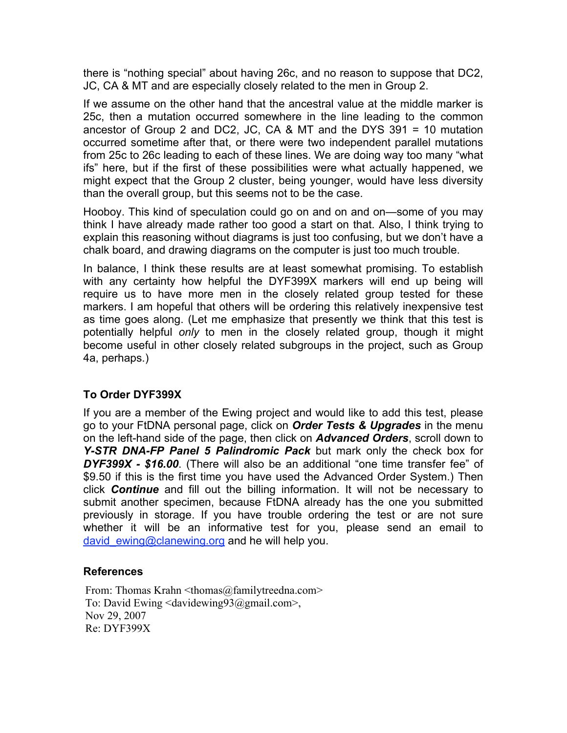there is "nothing special" about having 26c, and no reason to suppose that DC2, JC, CA & MT and are especially closely related to the men in Group 2.

If we assume on the other hand that the ancestral value at the middle marker is 25c, then a mutation occurred somewhere in the line leading to the common ancestor of Group 2 and DC2, JC, CA & MT and the DYS 391 = 10 mutation occurred sometime after that, or there were two independent parallel mutations from 25c to 26c leading to each of these lines. We are doing way too many "what ifs" here, but if the first of these possibilities were what actually happened, we might expect that the Group 2 cluster, being younger, would have less diversity than the overall group, but this seems not to be the case.

Hooboy. This kind of speculation could go on and on and on—some of you may think I have already made rather too good a start on that. Also, I think trying to explain this reasoning without diagrams is just too confusing, but we don't have a chalk board, and drawing diagrams on the computer is just too much trouble.

In balance, I think these results are at least somewhat promising. To establish with any certainty how helpful the DYF399X markers will end up being will require us to have more men in the closely related group tested for these markers. I am hopeful that others will be ordering this relatively inexpensive test as time goes along. (Let me emphasize that presently we think that this test is potentially helpful *only* to men in the closely related group, though it might become useful in other closely related subgroups in the project, such as Group 4a, perhaps.)

### To Order DYF399X

If you are a member of the Ewing project and would like to add this test, please go to your FtDNA personal page, click on ***Order Tests & Upgrades*** in the menu on the left-hand side of the page, then click on ***Advanced Orders***, scroll down to ***Y-STR DNA-FP Panel 5 Palindromic Pack*** but mark only the check box for ***DYF399X - $16.00***. (There will also be an additional "one time transfer fee" of $9.50 if this is the first time you have used the Advanced Order System.) Then click ***Continue*** and fill out the billing information. It will not be necessary to submit another specimen, because FtDNA already has the one you submitted previously in storage. If you have trouble ordering the test or are not sure whether it will be an informative test for you, please send an email to david_ewing@clanewing.org and he will help you.

### References

From: Thomas Krahn <thomas@familytreedna.com>
To: David Ewing <davidewing93@gmail.com>,
Nov 29, 2007
Re: DYF399X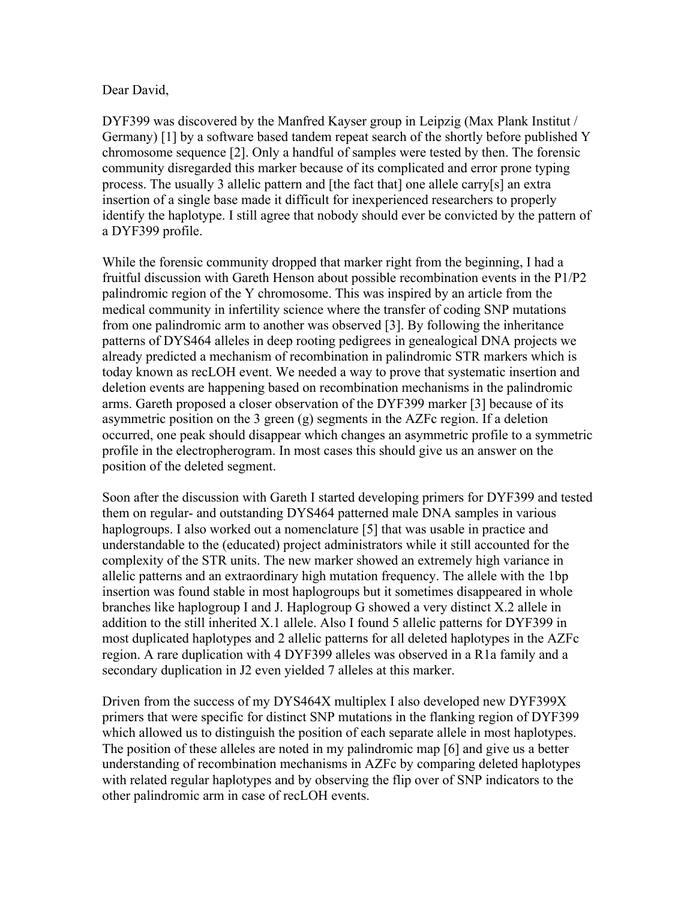Dear David,

DYF399 was discovered by the Manfred Kayser group in Leipzig (Max Plank Institut / Germany) [1] by a software based tandem repeat search of the shortly before published Y chromosome sequence [2]. Only a handful of samples were tested by then. The forensic community disregarded this marker because of its complicated and error prone typing process. The usually 3 allelic pattern and [the fact that] one allele carry[s] an extra insertion of a single base made it difficult for inexperienced researchers to properly identify the haplotype. I still agree that nobody should ever be convicted by the pattern of a DYF399 profile.

While the forensic community dropped that marker right from the beginning, I had a fruitful discussion with Gareth Henson about possible recombination events in the P1/P2 palindromic region of the Y chromosome. This was inspired by an article from the medical community in infertility science where the transfer of coding SNP mutations from one palindromic arm to another was observed [3]. By following the inheritance patterns of DYS464 alleles in deep rooting pedigrees in genealogical DNA projects we already predicted a mechanism of recombination in palindromic STR markers which is today known as recLOH event. We needed a way to prove that systematic insertion and deletion events are happening based on recombination mechanisms in the palindromic arms. Gareth proposed a closer observation of the DYF399 marker [3] because of its asymmetric position on the 3 green (g) segments in the AZFc region. If a deletion occurred, one peak should disappear which changes an asymmetric profile to a symmetric profile in the electropherogram. In most cases this should give us an answer on the position of the deleted segment.

Soon after the discussion with Gareth I started developing primers for DYF399 and tested them on regular- and outstanding DYS464 patterned male DNA samples in various haplogroups. I also worked out a nomenclature [5] that was usable in practice and understandable to the (educated) project administrators while it still accounted for the complexity of the STR units. The new marker showed an extremely high variance in allelic patterns and an extraordinary high mutation frequency. The allele with the 1bp insertion was found stable in most haplogroups but it sometimes disappeared in whole branches like haplogroup I and J. Haplogroup G showed a very distinct X.2 allele in addition to the still inherited X.1 allele. Also I found 5 allelic patterns for DYF399 in most duplicated haplotypes and 2 allelic patterns for all deleted haplotypes in the AZFc region. A rare duplication with 4 DYF399 alleles was observed in a R1a family and a secondary duplication in J2 even yielded 7 alleles at this marker.

Driven from the success of my DYS464X multiplex I also developed new DYF399X primers that were specific for distinct SNP mutations in the flanking region of DYF399 which allowed us to distinguish the position of each separate allele in most haplotypes. The position of these alleles are noted in my palindromic map [6] and give us a better understanding of recombination mechanisms in AZFc by comparing deleted haplotypes with related regular haplotypes and by observing the flip over of SNP indicators to the other palindromic arm in case of recLOH events.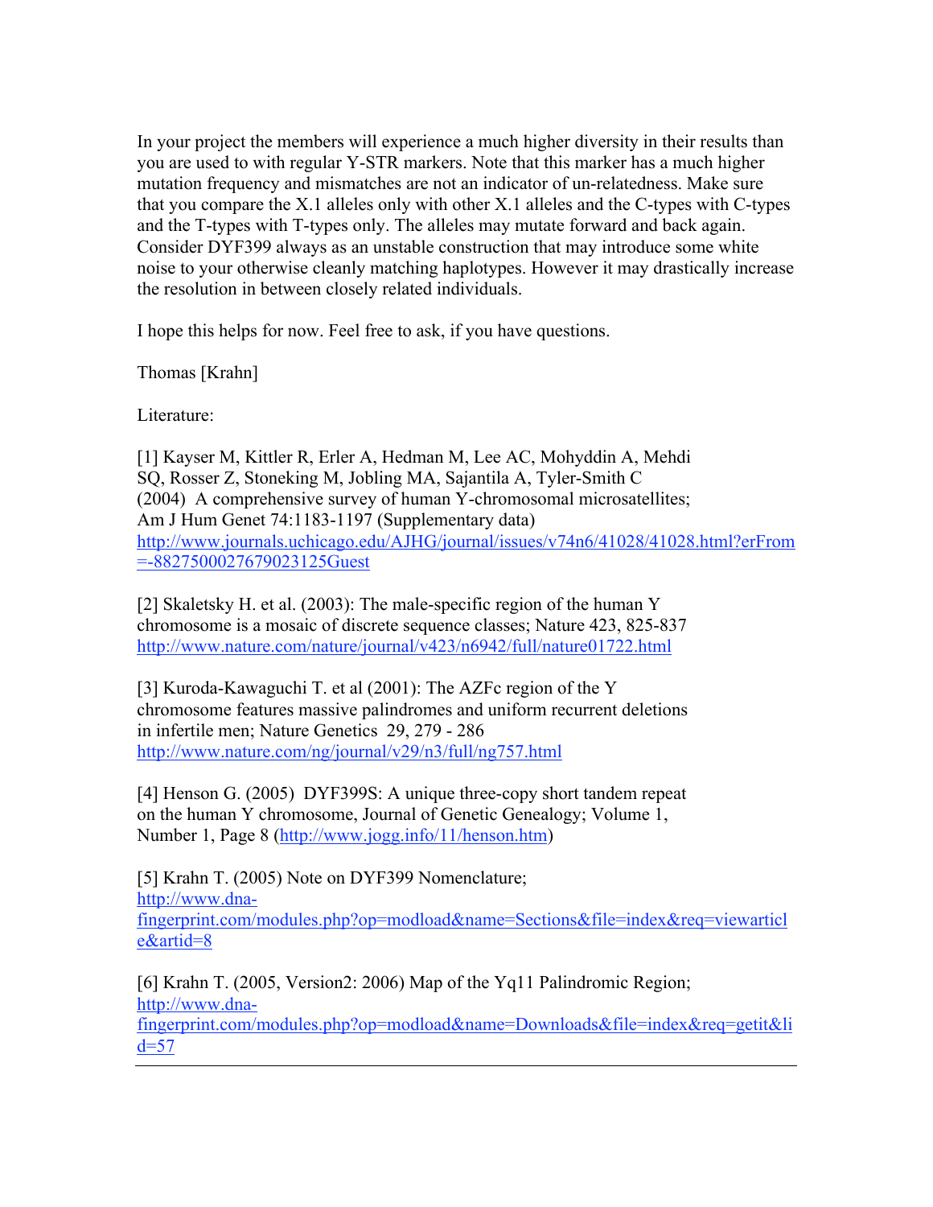In your project the members will experience a much higher diversity in their results than you are used to with regular Y-STR markers. Note that this marker has a much higher mutation frequency and mismatches are not an indicator of un-relatedness. Make sure that you compare the X.1 alleles only with other X.1 alleles and the C-types with C-types and the T-types with T-types only. The alleles may mutate forward and back again. Consider DYF399 always as an unstable construction that may introduce some white noise to your otherwise cleanly matching haplotypes. However it may drastically increase the resolution in between closely related individuals.

I hope this helps for now. Feel free to ask, if you have questions.

Thomas [Krahn]

Literature:

[1] Kayser M, Kittler R, Erler A, Hedman M, Lee AC, Mohyddin A, Mehdi SQ, Rosser Z, Stoneking M, Jobling MA, Sajantila A, Tyler-Smith C (2004) A comprehensive survey of human Y-chromosomal microsatellites; Am J Hum Genet 74:1183-1197 (Supplementary data) http://www.journals.uchicago.edu/AJHG/journal/issues/v74n6/41028/41028.html?erFrom=-8827500027679023125Guest

[2] Skaletsky H. et al. (2003): The male-specific region of the human Y chromosome is a mosaic of discrete sequence classes; Nature 423, 825-837 http://www.nature.com/nature/journal/v423/n6942/full/nature01722.html

[3] Kuroda-Kawaguchi T. et al (2001): The AZFc region of the Y chromosome features massive palindromes and uniform recurrent deletions in infertile men; Nature Genetics 29, 279 - 286 http://www.nature.com/ng/journal/v29/n3/full/ng757.html

[4] Henson G. (2005) DYF399S: A unique three-copy short tandem repeat on the human Y chromosome, Journal of Genetic Genealogy; Volume 1, Number 1, Page 8 (http://www.jogg.info/11/henson.htm)

[5] Krahn T. (2005) Note on DYF399 Nomenclature; http://www.dna-fingerprint.com/modules.php?op=modload&name=Sections&file=index&req=viewarticle&artid=8

[6] Krahn T. (2005, Version2: 2006) Map of the Yq11 Palindromic Region; http://www.dna-fingerprint.com/modules.php?op=modload&name=Downloads&file=index&req=getit&lid=57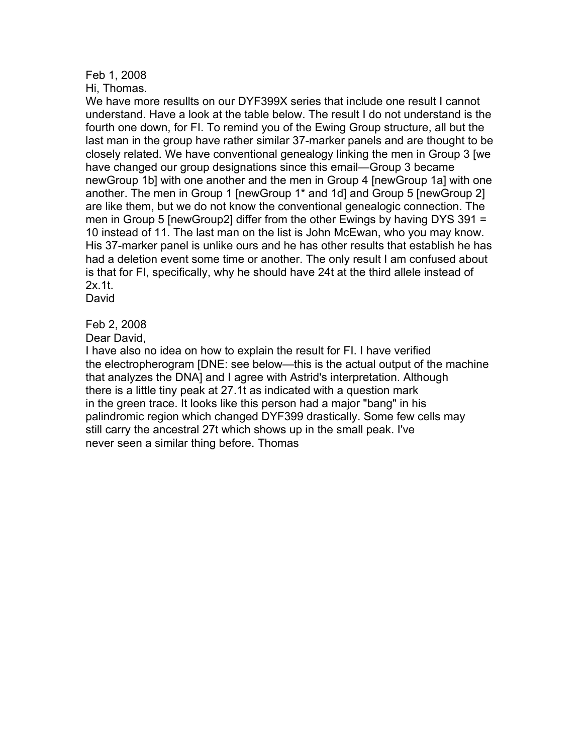Feb 1, 2008
Hi, Thomas.
We have more resullts on our DYF399X series that include one result I cannot understand. Have a look at the table below. The result I do not understand is the fourth one down, for FI. To remind you of the Ewing Group structure, all but the last man in the group have rather similar 37-marker panels and are thought to be closely related. We have conventional genealogy linking the men in Group 3 [we have changed our group designations since this email—Group 3 became newGroup 1b] with one another and the men in Group 4 [newGroup 1a] with one another. The men in Group 1 [newGroup 1* and 1d] and Group 5 [newGroup 2] are like them, but we do not know the conventional genealogic connection. The men in Group 5 [newGroup2] differ from the other Ewings by having DYS 391 = 10 instead of 11. The last man on the list is John McEwan, who you may know. His 37-marker panel is unlike ours and he has other results that establish he has had a deletion event some time or another. The only result I am confused about is that for FI, specifically, why he should have 24t at the third allele instead of 2x.1t.
David

Feb 2, 2008
Dear David,
I have also no idea on how to explain the result for FI. I have verified the electropherogram [DNE: see below—this is the actual output of the machine that analyzes the DNA] and I agree with Astrid's interpretation. Although there is a little tiny peak at 27.1t as indicated with a question mark in the green trace. It looks like this person had a major "bang" in his palindromic region which changed DYF399 drastically. Some few cells may still carry the ancestral 27t which shows up in the small peak. I've never seen a similar thing before. Thomas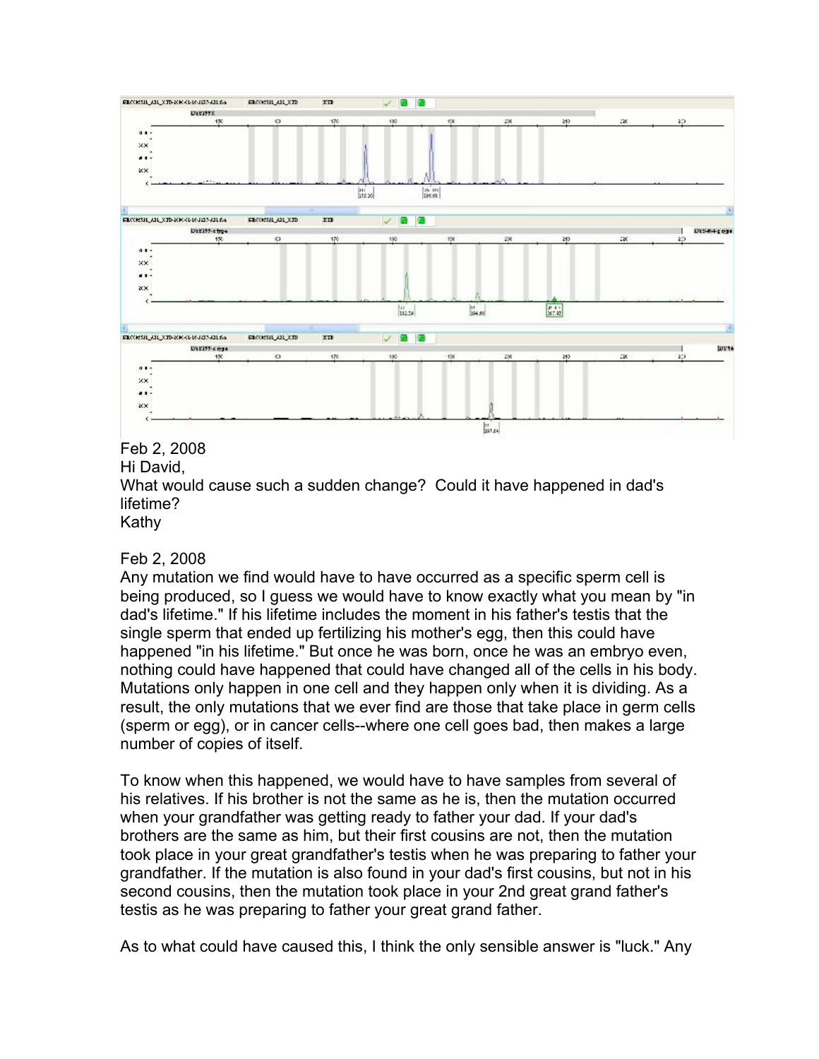Feb 2, 2008
Hi David,
What would cause such a sudden change? Could it have happened in dad's lifetime?
Kathy

Feb 2, 2008
Any mutation we find would have to have occurred as a specific sperm cell is being produced, so I guess we would have to know exactly what you mean by "in dad's lifetime." If his lifetime includes the moment in his father's testis that the single sperm that ended up fertilizing his mother's egg, then this could have happened "in his lifetime." But once he was born, once he was an embryo even, nothing could have happened that could have changed all of the cells in his body. Mutations only happen in one cell and they happen only when it is dividing. As a result, the only mutations that we ever find are those that take place in germ cells (sperm or egg), or in cancer cells--where one cell goes bad, then makes a large number of copies of itself.

To know when this happened, we would have to have samples from several of his relatives. If his brother is not the same as he is, then the mutation occurred when your grandfather was getting ready to father your dad. If your dad's brothers are the same as him, but their first cousins are not, then the mutation took place in your great grandfather's testis when he was preparing to father your grandfather. If the mutation is also found in your dad's first cousins, but not in his second cousins, then the mutation took place in your 2nd great grand father's testis as he was preparing to father your great grand father.

As to what could have caused this, I think the only sensible answer is "luck." Any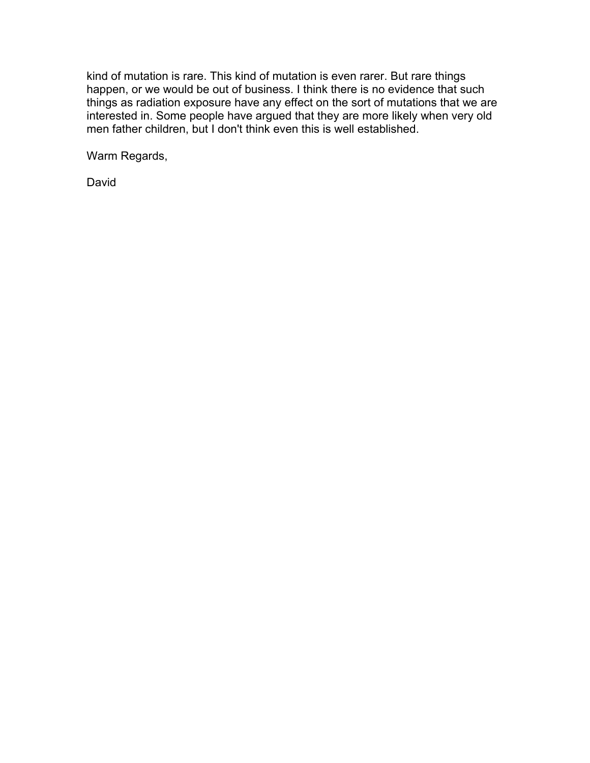kind of mutation is rare. This kind of mutation is even rarer. But rare things happen, or we would be out of business. I think there is no evidence that such things as radiation exposure have any effect on the sort of mutations that we are interested in. Some people have argued that they are more likely when very old men father children, but I don't think even this is well established.

Warm Regards,

David